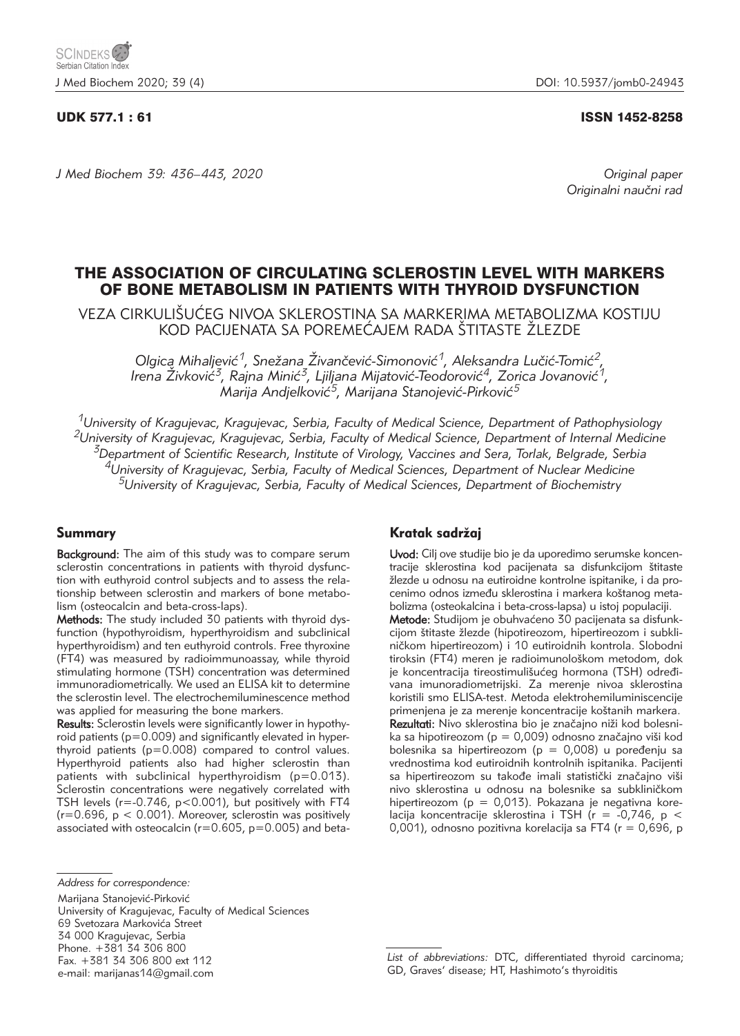UDK 577.1 : 61

ISSN 1452-8258

Original paper
Originalni naučni rad

# THE ASSOCIATION OF CIRCULATING SCLEROSTIN LEVEL WITH MARKERS OF BONE METABOLISM IN PATIENTS WITH THYROID DYSFUNCTION

VEZA CIRKULIŠUĆEG NIVOA SKLEROSTINA SA MARKERIMA METABOLIZMA KOSTIJU KOD PACIJENATA SA POREMEĆAJEM RADA ŠTITASTE ŽLEZDE

*Olgica Mihaljević[1], Snežana Živančević-Simonović[1], Aleksandra Lučić-Tomić[2], Irena Živković[3], Rajna Minić[3], Ljiljana Mijatović-Teodorović[4], Zorica Jovanović[1], Marija Andjelković[5], Marijana Stanojević-Pirković[5]*

[1]University of Kragujevac, Kragujevac, Serbia, Faculty of Medical Science, Department of Pathophysiology
[2]University of Kragujevac, Kragujevac, Serbia, Faculty of Medical Science, Department of Internal Medicine
[3]Department of Scientific Research, Institute of Virology, Vaccines and Sera, Torlak, Belgrade, Serbia
[4]University of Kragujevac, Serbia, Faculty of Medical Sciences, Department of Nuclear Medicine
[5]University of Kragujevac, Serbia, Faculty of Medical Sciences, Department of Biochemistry

## Summary

**Background:** The aim of this study was to compare serum sclerostin concentrations in patients with thyroid dysfunction with euthyroid control subjects and to assess the relationship between sclerostin and markers of bone metabolism (osteocalcin and beta-cross-laps).

**Methods:** The study included 30 patients with thyroid dysfunction (hypothyroidism, hyperthyroidism and subclinical hyperthyroidism) and ten euthyroid controls. Free thyroxine (FT4) was measured by radioimmunoassay, while thyroid stimulating hormone (TSH) concentration was determined immunoradiometrically. We used an ELISA kit to determine the sclerostin level. The electrochemiluminescence method was applied for measuring the bone markers.

**Results:** Sclerostin levels were significantly lower in hypothyroid patients ($p=0.009$) and significantly elevated in hyperthyroid patients ($p=0.008$) compared to control values. Hyperthyroid patients also had higher sclerostin than patients with subclinical hyperthyroidism ($p=0.013$). Sclerostin concentrations were negatively correlated with TSH levels ($r=-0.746$, $p<0.001$), but positively with FT4 ($r=0.696$, $p < 0.001$). Moreover, sclerostin was positively associated with osteocalcin ($r=0.605$, $p=0.005$) and beta-

## Kratak sadržaj

**Uvod:** Cilj ove studije bio je da uporedimo serumske koncentracije sklerostina kod pacijenata sa disfunkcijom štitaste žlezde u odnosu na eutiroidne kontrolne ispitanike, i da procenimo odnos između sklerostina i markera koštanog metabolizma (osteokalcina i beta-cross-lapsa) u istoj populaciji.

**Metode:** Studijom je obuhvaćeno 30 pacijenata sa disfunkcijom štitaste žlezde (hipotireozom, hipertireozom i subkliničkom hipertireozom) i 10 eutiroidnih kontrola. Slobodni tiroksin (FT4) meren je radioimunološkom metodom, dok je koncentracija tireostimulišućeg hormona (TSH) određivana imunoradiometrijski. Za merenje nivoa sklerostina koristili smo ELISA-test. Metoda elektrohemiluminiscencije primenjena je za merenje koncentracije koštanih markera.

**Rezultati:** Nivo sklerostina bio je značajno niži kod bolesnika sa hipotireozom ($p = 0,009$) odnosno značajno viši kod bolesnika sa hipertireozom ($p = 0,008$) u poređenju sa vrednostima kod eutiroidnih kontrolnih ispitanika. Pacijenti sa hipertireozom su takođe imali statistički značajno viši nivo sklerostina u odnosu na bolesnike sa subkliničkom hipertireozom ($p = 0,013$). Pokazana je negativna korelacija koncentracije sklerostina i TSH ($r = -0,746$, $p < 0,001$), odnosno pozitivna korelacija sa FT4 ($r = 0,696$, p

*Address for correspondence:*
Marijana Stanojević-Pirković
University of Kragujevac, Faculty of Medical Sciences
69 Svetozara Markovića Street
34 000 Kragujevac, Serbia
Phone. +381 34 306 800
Fax. +381 34 306 800 ext 112
e-mail: marijanas14@gmail.com

*List of abbreviations:* DTC, differentiated thyroid carcinoma; GD, Graves' disease; HT, Hashimoto's thyroiditis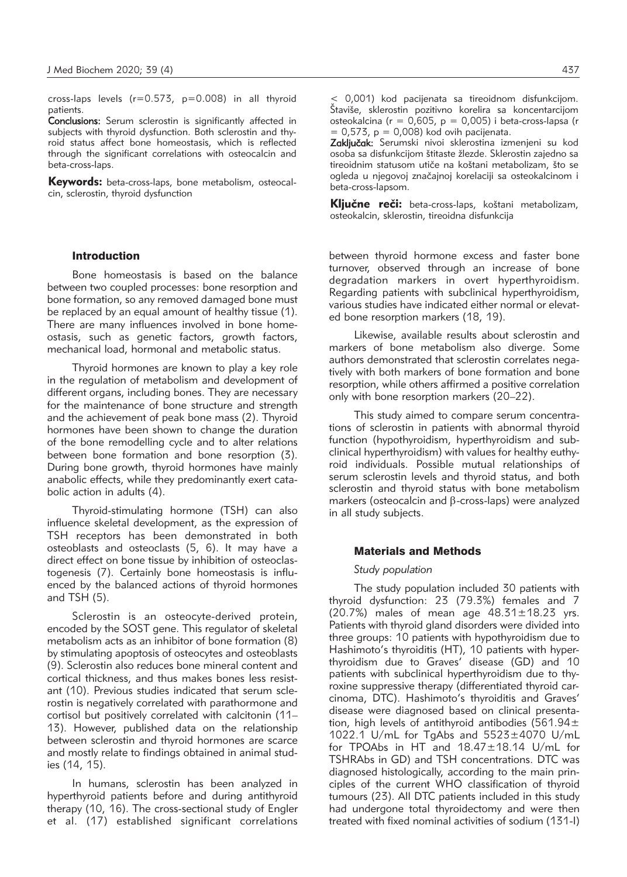cross-laps levels (r=0.573, p=0.008) in all thyroid patients.

**Conclusions:** Serum sclerostin is significantly affected in subjects with thyroid dysfunction. Both sclerostin and thyroid status affect bone homeostasis, which is reflected through the significant correlations with osteocalcin and beta-cross-laps.

**Keywords:** beta-cross-laps, bone metabolism, osteocalcin, sclerostin, thyroid dysfunction

< 0,001) kod pacijenata sa tireoidnom disfunkcijom. Štaviše, sklerostin pozitivno korelira sa koncentarcijom osteokalcina (r = 0,605, p = 0,005) i beta-cross-lapsa (r = 0,573, p = 0,008) kod ovih pacijenata.

**Zaključak:** Serumski nivoi sklerostina izmenjeni su kod osoba sa disfunkcijom štitaste žlezde. Sklerostin zajedno sa tireoidnim statusom utiče na koštani metabolizam, što se ogleda u njegovoj značajnoj korelaciji sa osteokalcinom i beta-cross-lapsom.

**Ključne reči:** beta-cross-laps, koštani metabolizam, osteokalcin, sklerostin, tireoidna disfunkcija

## Introduction

Bone homeostasis is based on the balance between two coupled processes: bone resorption and bone formation, so any removed damaged bone must be replaced by an equal amount of healthy tissue (1). There are many influences involved in bone homeostasis, such as genetic factors, growth factors, mechanical load, hormonal and metabolic status.

Thyroid hormones are known to play a key role in the regulation of metabolism and development of different organs, including bones. They are necessary for the maintenance of bone structure and strength and the achievement of peak bone mass (2). Thyroid hormones have been shown to change the duration of the bone remodelling cycle and to alter relations between bone formation and bone resorption (3). During bone growth, thyroid hormones have mainly anabolic effects, while they predominantly exert catabolic action in adults (4).

Thyroid-stimulating hormone (TSH) can also influence skeletal development, as the expression of TSH receptors has been demonstrated in both osteoblasts and osteoclasts (5, 6). It may have a direct effect on bone tissue by inhibition of osteoclastogenesis (7). Certainly bone homeostasis is influenced by the balanced actions of thyroid hormones and TSH (5).

Sclerostin is an osteocyte-derived protein, encoded by the SOST gene. This regulator of skeletal metabolism acts as an inhibitor of bone formation (8) by stimulating apoptosis of osteocytes and osteoblasts (9). Sclerostin also reduces bone mineral content and cortical thickness, and thus makes bones less resistant (10). Previous studies indicated that serum sclerostin is negatively correlated with parathormone and cortisol but positively correlated with calcitonin (11–13). However, published data on the relationship between sclerostin and thyroid hormones are scarce and mostly relate to findings obtained in animal studies (14, 15).

In humans, sclerostin has been analyzed in hyperthyroid patients before and during antithyroid therapy (10, 16). The cross-sectional study of Engler et al. (17) established significant correlations between thyroid hormone excess and faster bone turnover, observed through an increase of bone degradation markers in overt hyperthyroidism. Regarding patients with subclinical hyperthyroidism, various studies have indicated either normal or elevated bone resorption markers (18, 19).

Likewise, available results about sclerostin and markers of bone metabolism also diverge. Some authors demonstrated that sclerostin correlates negatively with both markers of bone formation and bone resorption, while others affirmed a positive correlation only with bone resorption markers (20–22).

This study aimed to compare serum concentrations of sclerostin in patients with abnormal thyroid function (hypothyroidism, hyperthyroidism and subclinical hyperthyroidism) with values for healthy euthyroid individuals. Possible mutual relationships of serum sclerostin levels and thyroid status, and both sclerostin and thyroid status with bone metabolism markers (osteocalcin and $\beta$-cross-laps) were analyzed in all study subjects.

## Materials and Methods

### *Study population*

The study population included 30 patients with thyroid dysfunction: 23 (79.3%) females and 7 (20.7%) males of mean age 48.31±18.23 yrs. Patients with thyroid gland disorders were divided into three groups: 10 patients with hypothyroidism due to Hashimoto's thyroiditis (HT), 10 patients with hyperthyroidism due to Graves' disease (GD) and 10 patients with subclinical hyperthyroidism due to thyroxine suppressive therapy (differentiated thyroid carcinoma, DTC). Hashimoto's thyroiditis and Graves' disease were diagnosed based on clinical presentation, high levels of antithyroid antibodies (561.94± 1022.1 U/mL for TgAbs and 5523±4070 U/mL for TPOAbs in HT and 18.47±18.14 U/mL for TSHRAbs in GD) and TSH concentrations. DTC was diagnosed histologically, according to the main principles of the current WHO classification of thyroid tumours (23). All DTC patients included in this study had undergone total thyroidectomy and were then treated with fixed nominal activities of sodium (131-I)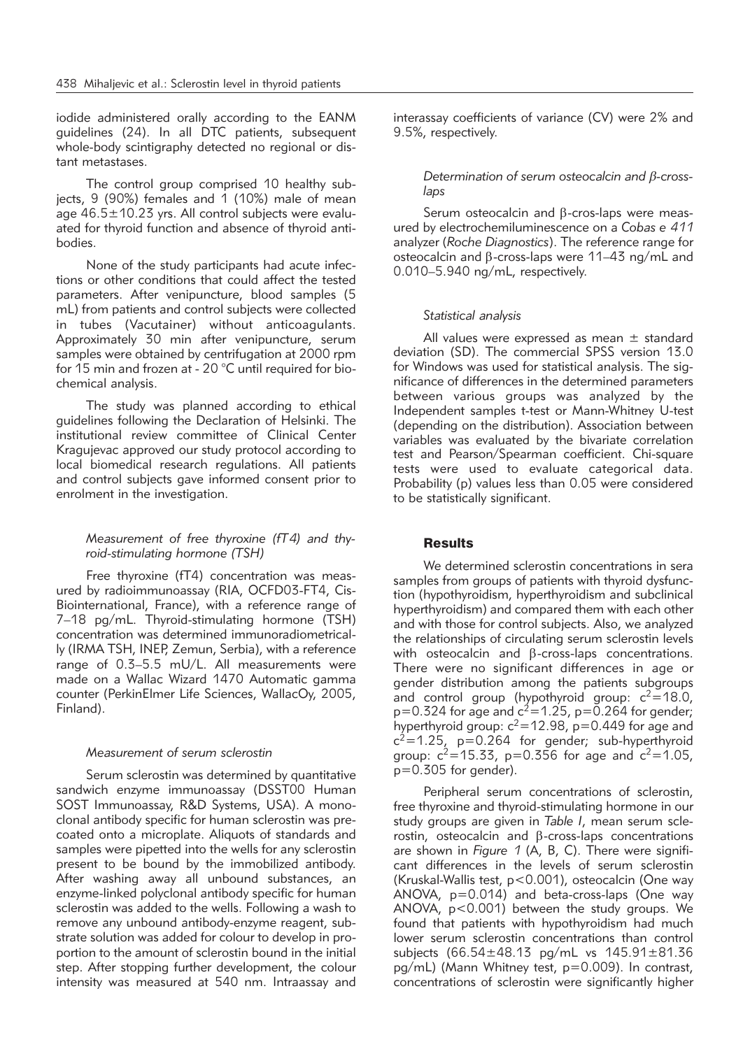iodide administered orally according to the EANM guidelines (24). In all DTC patients, subsequent whole-body scintigraphy detected no regional or distant metastases.

The control group comprised 10 healthy subjects, 9 (90%) females and 1 (10%) male of mean age 46.5±10.23 yrs. All control subjects were evaluated for thyroid function and absence of thyroid antibodies.

None of the study participants had acute infections or other conditions that could affect the tested parameters. After venipuncture, blood samples (5 mL) from patients and control subjects were collected in tubes (Vacutainer) without anticoagulants. Approximately 30 min after venipuncture, serum samples were obtained by centrifugation at 2000 rpm for 15 min and frozen at - 20 °C until required for biochemical analysis.

The study was planned according to ethical guidelines following the Declaration of Helsinki. The institutional review committee of Clinical Center Kragujevac approved our study protocol according to local biomedical research regulations. All patients and control subjects gave informed consent prior to enrolment in the investigation.

### *Measurement of free thyroxine (fT4) and thyroid-stimulating hormone (TSH)*

Free thyroxine (fT4) concentration was measured by radioimmunoassay (RIA, OCFD03-FT4, Cis-Biointernational, France), with a reference range of 7–18 pg/mL. Thyroid-stimulating hormone (TSH) concentration was determined immunoradiometrically (IRMA TSH, INEP, Zemun, Serbia), with a reference range of 0.3–5.5 mU/L. All measurements were made on a Wallac Wizard 1470 Automatic gamma counter (PerkinElmer Life Sciences, WallacOy, 2005, Finland).

### *Measurement of serum sclerostin*

Serum sclerostin was determined by quantitative sandwich enzyme immunoassay (DSST00 Human SOST Immunoassay, R&D Systems, USA). A monoclonal antibody specific for human sclerostin was precoated onto a microplate. Aliquots of standards and samples were pipetted into the wells for any sclerostin present to be bound by the immobilized antibody. After washing away all unbound substances, an enzyme-linked polyclonal antibody specific for human sclerostin was added to the wells. Following a wash to remove any unbound antibody-enzyme reagent, substrate solution was added for colour to develop in proportion to the amount of sclerostin bound in the initial step. After stopping further development, the colour intensity was measured at 540 nm. Intraassay and interassay coefficients of variance (CV) were 2% and 9.5%, respectively.

### *Determination of serum osteocalcin and β-cross-laps*

Serum osteocalcin and β-cros-laps were measured by electrochemiluminescence on a *Cobas e 411* analyzer (*Roche Diagnostics*). The reference range for osteocalcin and β-cross-laps were 11–43 ng/mL and 0.010–5.940 ng/mL, respectively.

### *Statistical analysis*

All values were expressed as mean ± standard deviation (SD). The commercial SPSS version 13.0 for Windows was used for statistical analysis. The significance of differences in the determined parameters between various groups was analyzed by the Independent samples t-test or Mann-Whitney U-test (depending on the distribution). Association between variables was evaluated by the bivariate correlation test and Pearson/Spearman coefficient. Chi-square tests were used to evaluate categorical data. Probability (p) values less than 0.05 were considered to be statistically significant.

## Results

We determined sclerostin concentrations in sera samples from groups of patients with thyroid dysfunction (hypothyroidism, hyperthyroidism and subclinical hyperthyroidism) and compared them with each other and with those for control subjects. Also, we analyzed the relationships of circulating serum sclerostin levels with osteocalcin and β-cross-laps concentrations. There were no significant differences in age or gender distribution among the patients subgroups and control group (hypothyroid group: $c^2$=18.0, p=0.324 for age and $c^2$=1.25, p=0.264 for gender; hyperthyroid group: $c^2$=12.98, p=0.449 for age and $c^2$=1.25, p=0.264 for gender; sub-hyperthyroid group: $c^2$=15.33, p=0.356 for age and $c^2$=1.05, p=0.305 for gender).

Peripheral serum concentrations of sclerostin, free thyroxine and thyroid-stimulating hormone in our study groups are given in *Table I*, mean serum sclerostin, osteocalcin and β-cross-laps concentrations are shown in *Figure 1* (A, B, C). There were significant differences in the levels of serum sclerostin (Kruskal-Wallis test, p<0.001), osteocalcin (One way ANOVA, p=0.014) and beta-cross-laps (One way ANOVA, p<0.001) between the study groups. We found that patients with hypothyroidism had much lower serum sclerostin concentrations than control subjects (66.54±48.13 pg/mL vs 145.91±81.36 pg/mL) (Mann Whitney test, p=0.009). In contrast, concentrations of sclerostin were significantly higher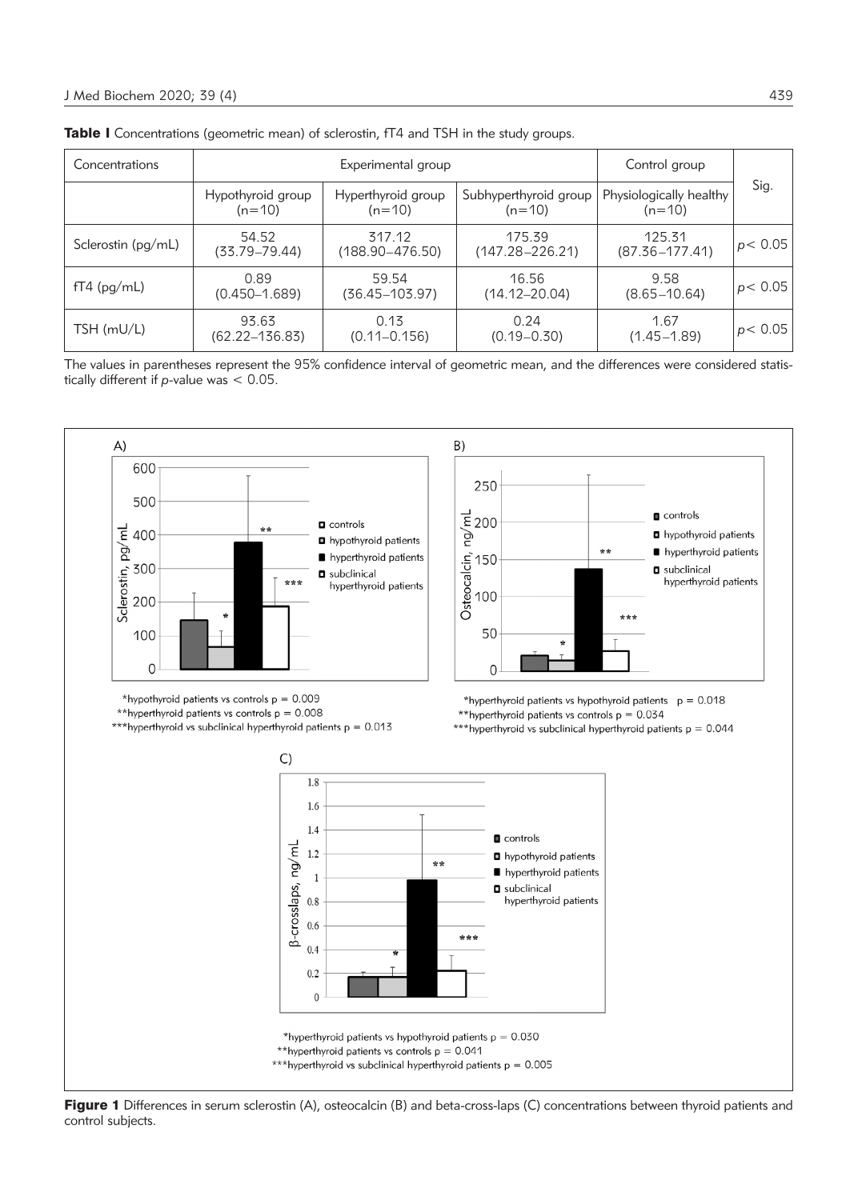**Table I** Concentrations (geometric mean) of sclerostin, fT4 and TSH in the study groups.

| Concentrations | Experimental group | | | Control group | Sig. |
|---|---|---|---|---|---|
| | Hypothyroid group (n=10) | Hyperthyroid group (n=10) | Subhyperthyroid group (n=10) | Physiologically healthy (n=10) | |
| Sclerostin (pg/mL) | 54.52 (33.79–79.44) | 317.12 (188.90–476.50) | 175.39 (147.28–226.21) | 125.31 (87.36–177.41) | $p < 0.05$ |
| fT4 (pg/mL) | 0.89 (0.450–1.689) | 59.54 (36.45–103.97) | 16.56 (14.12–20.04) | 9.58 (8.65–10.64) | $p < 0.05$ |
| TSH (mU/L) | 93.63 (62.22–136.83) | 0.13 (0.11–0.156) | 0.24 (0.19–0.30) | 1.67 (1.45–1.89) | $p < 0.05$ |

The values in parentheses represent the 95% confidence interval of geometric mean, and the differences were considered statistically different if *p*-value was < 0.05.

A)

*hypothyroid patients vs controls p = 0.009
**hyperthyroid patients vs controls p = 0.008
***hyperthyroid vs subclinical hyperthyroid patients p = 0.013

B)

*hyperthyroid patients vs hypothyroid patients p = 0.018
**hyperthyroid patients vs controls p = 0.034
***hyperthyroid vs subclinical hyperthyroid patients p = 0.044

C)

*hyperthyroid patients vs hypothyroid patients p = 0.030
**hyperthyroid patients vs controls p = 0.041
***hyperthyroid vs subclinical hyperthyroid patients p = 0.005

**Figure 1** Differences in serum sclerostin (A), osteocalcin (B) and beta-cross-laps (C) concentrations between thyroid patients and control subjects.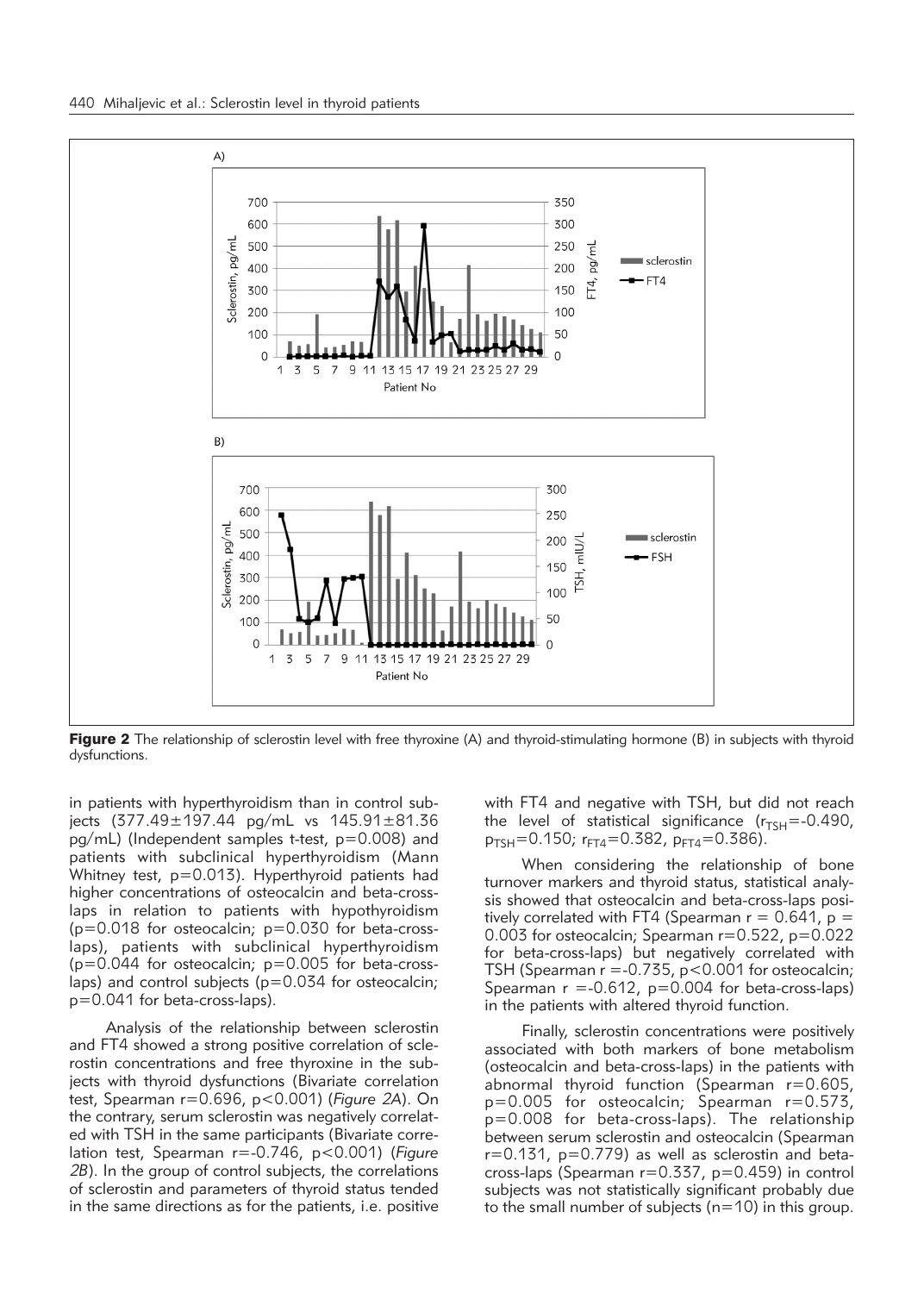**Figure 2** The relationship of sclerostin level with free thyroxine (A) and thyroid-stimulating hormone (B) in subjects with thyroid dysfunctions.

in patients with hyperthyroidism than in control subjects (377.49±197.44 pg/mL vs 145.91±81.36 pg/mL) (Independent samples t-test, $p=0.008$) and patients with subclinical hyperthyroidism (Mann Whitney test, $p=0.013$). Hyperthyroid patients had higher concentrations of osteocalcin and beta-cross-laps in relation to patients with hypothyroidism ($p=0.018$ for osteocalcin; $p=0.030$ for beta-cross-laps), patients with subclinical hyperthyroidism ($p=0.044$ for osteocalcin; $p=0.005$ for beta-cross-laps) and control subjects ($p=0.034$ for osteocalcin; $p=0.041$ for beta-cross-laps).

Analysis of the relationship between sclerostin and FT4 showed a strong positive correlation of sclerostin concentrations and free thyroxine in the subjects with thyroid dysfunctions (Bivariate correlation test, Spearman $r=0.696$, $p<0.001$) (*Figure 2A*). On the contrary, serum sclerostin was negatively correlated with TSH in the same participants (Bivariate correlation test, Spearman $r=-0.746$, $p<0.001$) (*Figure 2B*). In the group of control subjects, the correlations of sclerostin and parameters of thyroid status tended in the same directions as for the patients, i.e. positive with FT4 and negative with TSH, but did not reach the level of statistical significance ($r_{TSH}=-0.490$, $p_{TSH}=0.150$; $r_{FT4}=0.382$, $p_{FT4}=0.386$).

When considering the relationship of bone turnover markers and thyroid status, statistical analysis showed that osteocalcin and beta-cross-laps positively correlated with FT4 (Spearman $r = 0.641$, $p = 0.003$ for osteocalcin; Spearman $r=0.522$, $p=0.022$ for beta-cross-laps) but negatively correlated with TSH (Spearman $r =-0.735$, $p<0.001$ for osteocalcin; Spearman $r =-0.612$, $p=0.004$ for beta-cross-laps) in the patients with altered thyroid function.

Finally, sclerostin concentrations were positively associated with both markers of bone metabolism (osteocalcin and beta-cross-laps) in the patients with abnormal thyroid function (Spearman $r=0.605$, $p=0.005$ for osteocalcin; Spearman $r=0.573$, $p=0.008$ for beta-cross-laps). The relationship between serum sclerostin and osteocalcin (Spearman $r=0.131$, $p=0.779$) as well as sclerostin and beta-cross-laps (Spearman $r=0.337$, $p=0.459$) in control subjects was not statistically significant probably due to the small number of subjects ($n=10$) in this group.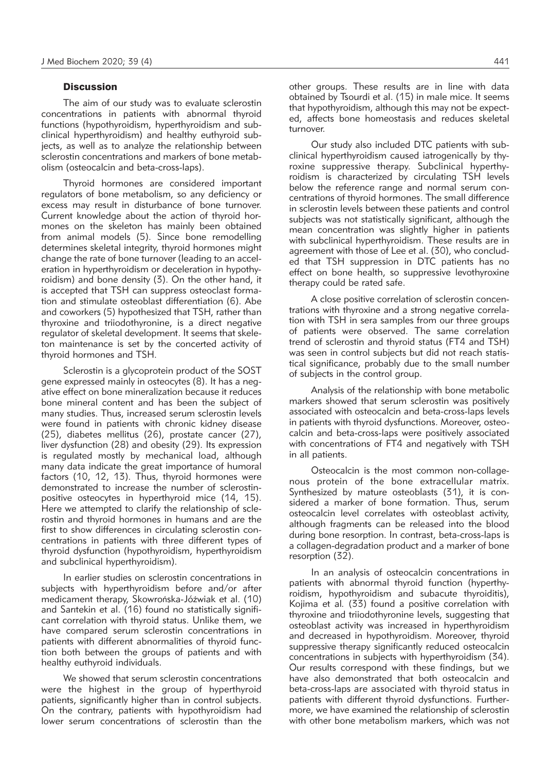## Discussion

The aim of our study was to evaluate sclerostin concentrations in patients with abnormal thyroid functions (hypothyroidism, hyperthyroidism and subclinical hyperthyroidism) and healthy euthyroid subjects, as well as to analyze the relationship between sclerostin concentrations and markers of bone metabolism (osteocalcin and beta-cross-laps).

Thyroid hormones are considered important regulators of bone metabolism, so any deficiency or excess may result in disturbance of bone turnover. Current knowledge about the action of thyroid hormones on the skeleton has mainly been obtained from animal models (5). Since bone remodelling determines skeletal integrity, thyroid hormones might change the rate of bone turnover (leading to an acceleration in hyperthyroidism or deceleration in hypothyroidism) and bone density (3). On the other hand, it is accepted that TSH can suppress osteoclast formation and stimulate osteoblast differentiation (6). Abe and coworkers (5) hypothesized that TSH, rather than thyroxine and triiodothyronine, is a direct negative regulator of skeletal development. It seems that skeleton maintenance is set by the concerted activity of thyroid hormones and TSH.

Sclerostin is a glycoprotein product of the SOST gene expressed mainly in osteocytes (8). It has a negative effect on bone mineralization because it reduces bone mineral content and has been the subject of many studies. Thus, increased serum sclerostin levels were found in patients with chronic kidney disease (25), diabetes mellitus (26), prostate cancer (27), liver dysfunction (28) and obesity (29). Its expression is regulated mostly by mechanical load, although many data indicate the great importance of humoral factors (10, 12, 13). Thus, thyroid hormones were demonstrated to increase the number of sclerostin-positive osteocytes in hyperthyroid mice (14, 15). Here we attempted to clarify the relationship of sclerostin and thyroid hormones in humans and are the first to show differences in circulating sclerostin concentrations in patients with three different types of thyroid dysfunction (hypothyroidism, hyperthyroidism and subclinical hyperthyroidism).

In earlier studies on sclerostin concentrations in subjects with hyperthyroidism before and/or after medicament therapy, Skowrońska-Jóźwiak et al. (10) and Sarıtekin et al. (16) found no statistically significant correlation with thyroid status. Unlike them, we have compared serum sclerostin concentrations in patients with different abnormalities of thyroid function both between the groups of patients and with healthy euthyroid individuals.

We showed that serum sclerostin concentrations were the highest in the group of hyperthyroid patients, significantly higher than in control subjects. On the contrary, patients with hypothyroidism had lower serum concentrations of sclerostin than the other groups. These results are in line with data obtained by Tsourdi et al. (15) in male mice. It seems that hypothyroidism, although this may not be expected, affects bone homeostasis and reduces skeletal turnover.

Our study also included DTC patients with subclinical hyperthyroidism caused iatrogenically by thyroxine suppressive therapy. Subclinical hyperthyroidism is characterized by circulating TSH levels below the reference range and normal serum concentrations of thyroid hormones. The small difference in sclerostin levels between these patients and control subjects was not statistically significant, although the mean concentration was slightly higher in patients with subclinical hyperthyroidism. These results are in agreement with those of Lee et al. (30), who concluded that TSH suppression in DTC patients has no effect on bone health, so suppressive levothyroxine therapy could be rated safe.

A close positive correlation of sclerostin concentrations with thyroxine and a strong negative correlation with TSH in sera samples from our three groups of patients were observed. The same correlation trend of sclerostin and thyroid status (FT4 and TSH) was seen in control subjects but did not reach statistical significance, probably due to the small number of subjects in the control group.

Analysis of the relationship with bone metabolic markers showed that serum sclerostin was positively associated with osteocalcin and beta-cross-laps levels in patients with thyroid dysfunctions. Moreover, osteocalcin and beta-cross-laps were positively associated with concentrations of FT4 and negatively with TSH in all patients.

Osteocalcin is the most common non-collagenous protein of the bone extracellular matrix. Synthesized by mature osteoblasts (31), it is considered a marker of bone formation. Thus, serum osteocalcin level correlates with osteoblast activity, although fragments can be released into the blood during bone resorption. In contrast, beta-cross-laps is a collagen-degradation product and a marker of bone resorption (32).

In an analysis of osteocalcin concentrations in patients with abnormal thyroid function (hyperthyroidism, hypothyroidism and subacute thyroiditis), Kojima et al. (33) found a positive correlation with thyroxine and triiodothyronine levels, suggesting that osteoblast activity was increased in hyperthyroidism and decreased in hypothyroidism. Moreover, thyroid suppressive therapy significantly reduced osteocalcin concentrations in subjects with hyperthyroidism (34). Our results correspond with these findings, but we have also demonstrated that both osteocalcin and beta-cross-laps are associated with thyroid status in patients with different thyroid dysfunctions. Furthermore, we have examined the relationship of sclerostin with other bone metabolism markers, which was not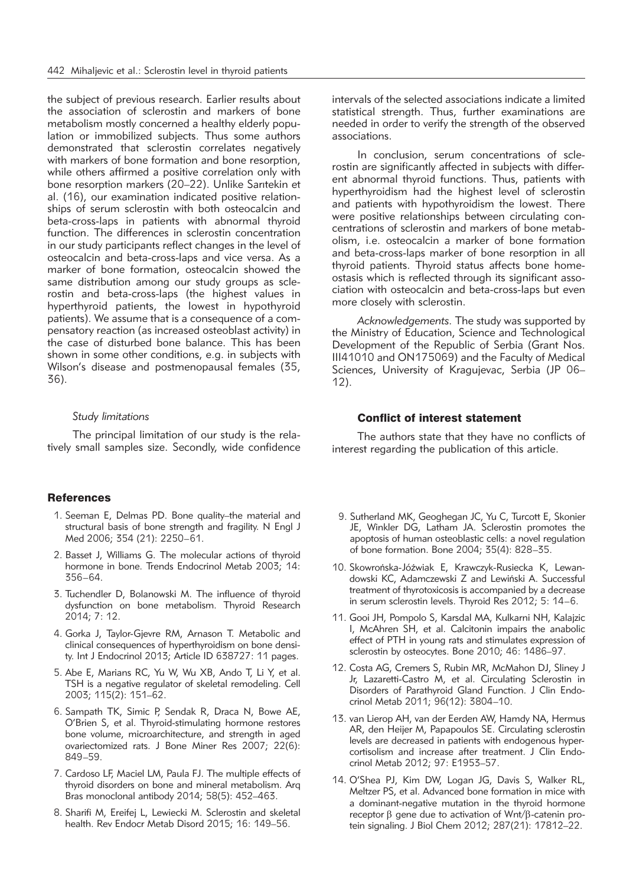the subject of previous research. Earlier results about the association of sclerostin and markers of bone metabolism mostly concerned a healthy elderly population or immobilized subjects. Thus some authors demonstrated that sclerostin correlates negatively with markers of bone formation and bone resorption, while others affirmed a positive correlation only with bone resorption markers (20–22). Unlike Sarıtekin et al. (16), our examination indicated positive relationships of serum sclerostin with both osteocalcin and beta-cross-laps in patients with abnormal thyroid function. The differences in sclerostin concentration in our study participants reflect changes in the level of osteocalcin and beta-cross-laps and vice versa. As a marker of bone formation, osteocalcin showed the same distribution among our study groups as sclerostin and beta-cross-laps (the highest values in hyperthyroid patients, the lowest in hypothyroid patients). We assume that is a consequence of a compensatory reaction (as increased osteoblast activity) in the case of disturbed bone balance. This has been shown in some other conditions, e.g. in subjects with Wilson's disease and postmenopausal females (35, 36).

### *Study limitations*

The principal limitation of our study is the relatively small samples size. Secondly, wide confidence intervals of the selected associations indicate a limited statistical strength. Thus, further examinations are needed in order to verify the strength of the observed associations.

In conclusion, serum concentrations of sclerostin are significantly affected in subjects with different abnormal thyroid functions. Thus, patients with hyperthyroidism had the highest level of sclerostin and patients with hypothyroidism the lowest. There were positive relationships between circulating concentrations of sclerostin and markers of bone metabolism, i.e. osteocalcin a marker of bone formation and beta-cross-laps marker of bone resorption in all thyroid patients. Thyroid status affects bone homeostasis which is reflected through its significant association with osteocalcin and beta-cross-laps but even more closely with sclerostin.

*Acknowledgements.* The study was supported by the Ministry of Education, Science and Technological Development of the Republic of Serbia (Grant Nos. III41010 and ON175069) and the Faculty of Medical Sciences, University of Kragujevac, Serbia (JP 06–12).

## Conflict of interest statement

The authors state that they have no conflicts of interest regarding the publication of this article.

## References

1. Seeman E, Delmas PD. Bone quality–the material and structural basis of bone strength and fragility. N Engl J Med 2006; 354 (21): 2250–61.
2. Basset J, Williams G. The molecular actions of thyroid hormone in bone. Trends Endocrinol Metab 2003; 14: 356–64.
3. Tuchendler D, Bolanowski M. The influence of thyroid dysfunction on bone metabolism. Thyroid Research 2014; 7: 12.
4. Gorka J, Taylor-Gjevre RM, Arnason T. Metabolic and clinical consequences of hyperthyroidism on bone density. Int J Endocrinol 2013; Article ID 638727: 11 pages.
5. Abe E, Marians RC, Yu W, Wu XB, Ando T, Li Y, et al. TSH is a negative regulator of skeletal remodeling. Cell 2003; 115(2): 151–62.
6. Sampath TK, Simic P, Sendak R, Draca N, Bowe AE, O'Brien S, et al. Thyroid-stimulating hormone restores bone volume, microarchitecture, and strength in aged ovariectomized rats. J Bone Miner Res 2007; 22(6): 849–59.
7. Cardoso LF, Maciel LM, Paula FJ. The multiple effects of thyroid disorders on bone and mineral metabolism. Arq Bras monoclonal antibody 2014; 58(5): 452–463.
8. Sharifi M, Ereifej L, Lewiecki M. Sclerostin and skeletal health. Rev Endocr Metab Disord 2015; 16: 149–56.
9. Sutherland MK, Geoghegan JC, Yu C, Turcott E, Skonier JE, Winkler DG, Latham JA. Sclerostin promotes the apoptosis of human osteoblastic cells: a novel regulation of bone formation. Bone 2004; 35(4): 828–35.
10. Skowrońska-Jóżwiak E, Krawczyk-Rusiecka K, Lewandowski KC, Adamczewski Z and Lewiński A. Successful treatment of thyrotoxicosis is accompanied by a decrease in serum sclerostin levels. Thyroid Res 2012; 5: 14–6.
11. Gooi JH, Pompolo S, Karsdal MA, Kulkarni NH, Kalajzic I, McAhren SH, et al. Calcitonin impairs the anabolic effect of PTH in young rats and stimulates expression of sclerostin by osteocytes. Bone 2010; 46: 1486–97.
12. Costa AG, Cremers S, Rubin MR, McMahon DJ, Sliney J Jr, Lazaretti-Castro M, et al. Circulating Sclerostin in Disorders of Parathyroid Gland Function. J Clin Endocrinol Metab 2011; 96(12): 3804–10.
13. van Lierop AH, van der Eerden AW, Hamdy NA, Hermus AR, den Heijer M, Papapoulos SE. Circulating sclerostin levels are decreased in patients with endogenous hypercortisolism and increase after treatment. J Clin Endocrinol Metab 2012; 97: E1953–57.
14. O'Shea PJ, Kim DW, Logan JG, Davis S, Walker RL, Meltzer PS, et al. Advanced bone formation in mice with a dominant-negative mutation in the thyroid hormone receptor β gene due to activation of Wnt/β-catenin protein signaling. J Biol Chem 2012; 287(21): 17812–22.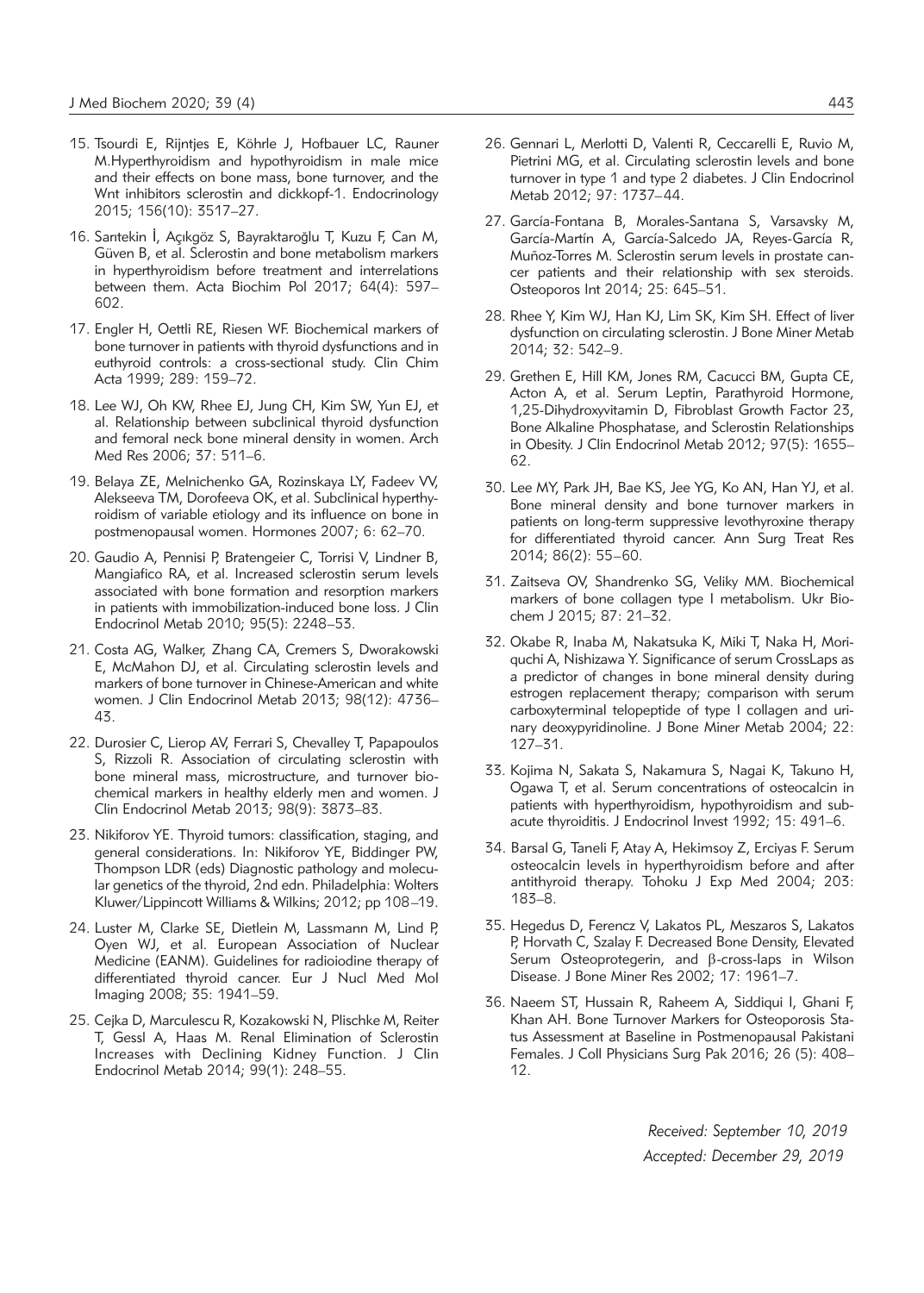15. Tsourdi E, Rijntjes E, Köhrle J, Hofbauer LC, Rauner M.Hyperthyroidism and hypothyroidism in male mice and their effects on bone mass, bone turnover, and the Wnt inhibitors sclerostin and dickkopf-1. Endocrinology 2015; 156(10): 3517–27.

16. Sarıtekin İ, Açıkgöz S, Bayraktaroğlu T, Kuzu F, Can M, Güven B, et al. Sclerostin and bone metabolism markers in hyperthyroidism before treatment and interrelations between them. Acta Biochim Pol 2017; 64(4): 597–602.

17. Engler H, Oettli RE, Riesen WF. Biochemical markers of bone turnover in patients with thyroid dysfunctions and in euthyroid controls: a cross-sectional study. Clin Chim Acta 1999; 289: 159–72.

18. Lee WJ, Oh KW, Rhee EJ, Jung CH, Kim SW, Yun EJ, et al. Relationship between subclinical thyroid dysfunction and femoral neck bone mineral density in women. Arch Med Res 2006; 37: 511–6.

19. Belaya ZE, Melnichenko GA, Rozinskaya LY, Fadeev VV, Alekseeva TM, Dorofeeva OK, et al. Subclinical hyperthyroidism of variable etiology and its influence on bone in postmenopausal women. Hormones 2007; 6: 62–70.

20. Gaudio A, Pennisi P, Bratengeier C, Torrisi V, Lindner B, Mangiafico RA, et al. Increased sclerostin serum levels associated with bone formation and resorption markers in patients with immobilization-induced bone loss. J Clin Endocrinol Metab 2010; 95(5): 2248–53.

21. Costa AG, Walker, Zhang CA, Cremers S, Dworakowski E, McMahon DJ, et al. Circulating sclerostin levels and markers of bone turnover in Chinese-American and white women. J Clin Endocrinol Metab 2013; 98(12): 4736–43.

22. Durosier C, Lierop AV, Ferrari S, Chevalley T, Papapoulos S, Rizzoli R. Association of circulating sclerostin with bone mineral mass, microstructure, and turnover biochemical markers in healthy elderly men and women. J Clin Endocrinol Metab 2013; 98(9): 3873–83.

23. Nikiforov YE. Thyroid tumors: classification, staging, and general considerations. In: Nikiforov YE, Biddinger PW, Thompson LDR (eds) Diagnostic pathology and molecular genetics of the thyroid, 2nd edn. Philadelphia: Wolters Kluwer/Lippincott Williams & Wilkins; 2012; pp 108–19.

24. Luster M, Clarke SE, Dietlein M, Lassmann M, Lind P, Oyen WJ, et al. European Association of Nuclear Medicine (EANM). Guidelines for radioiodine therapy of differentiated thyroid cancer. Eur J Nucl Med Mol Imaging 2008; 35: 1941–59.

25. Cejka D, Marculescu R, Kozakowski N, Plischke M, Reiter T, Gessl A, Haas M. Renal Elimination of Sclerostin Increases with Declining Kidney Function. J Clin Endocrinol Metab 2014; 99(1): 248–55.

26. Gennari L, Merlotti D, Valenti R, Ceccarelli E, Ruvio M, Pietrini MG, et al. Circulating sclerostin levels and bone turnover in type 1 and type 2 diabetes. J Clin Endocrinol Metab 2012; 97: 1737–44.

27. García-Fontana B, Morales-Santana S, Varsavsky M, García-Martín A, García-Salcedo JA, Reyes-García R, Muñoz-Torres M. Sclerostin serum levels in prostate cancer patients and their relationship with sex steroids. Osteoporos Int 2014; 25: 645–51.

28. Rhee Y, Kim WJ, Han KJ, Lim SK, Kim SH. Effect of liver dysfunction on circulating sclerostin. J Bone Miner Metab 2014; 32: 542–9.

29. Grethen E, Hill KM, Jones RM, Cacucci BM, Gupta CE, Acton A, et al. Serum Leptin, Parathyroid Hormone, 1,25-Dihydroxyvitamin D, Fibroblast Growth Factor 23, Bone Alkaline Phosphatase, and Sclerostin Relationships in Obesity. J Clin Endocrinol Metab 2012; 97(5): 1655–62.

30. Lee MY, Park JH, Bae KS, Jee YG, Ko AN, Han YJ, et al. Bone mineral density and bone turnover markers in patients on long-term suppressive levothyroxine therapy for differentiated thyroid cancer. Ann Surg Treat Res 2014; 86(2): 55–60.

31. Zaitseva OV, Shandrenko SG, Veliky MM. Biochemical markers of bone collagen type I metabolism. Ukr Biochem J 2015; 87: 21–32.

32. Okabe R, Inaba M, Nakatsuka K, Miki T, Naka H, Moriquchi A, Nishizawa Y. Significance of serum CrossLaps as a predictor of changes in bone mineral density during estrogen replacement therapy; comparison with serum carboxyterminal telopeptide of type I collagen and urinary deoxypyridinoline. J Bone Miner Metab 2004; 22: 127–31.

33. Kojima N, Sakata S, Nakamura S, Nagai K, Takuno H, Ogawa T, et al. Serum concentrations of osteocalcin in patients with hyperthyroidism, hypothyroidism and subacute thyroiditis. J Endocrinol Invest 1992; 15: 491–6.

34. Barsal G, Taneli F, Atay A, Hekimsoy Z, Erciyas F. Serum osteocalcin levels in hyperthyroidism before and after antithyroid therapy. Tohoku J Exp Med 2004; 203: 183–8.

35. Hegedus D, Ferencz V, Lakatos PL, Meszaros S, Lakatos P, Horvath C, Szalay F. Decreased Bone Density, Elevated Serum Osteoprotegerin, and β-cross-laps in Wilson Disease. J Bone Miner Res 2002; 17: 1961–7.

36. Naeem ST, Hussain R, Raheem A, Siddiqui I, Ghani F, Khan AH. Bone Turnover Markers for Osteoporosis Status Assessment at Baseline in Postmenopausal Pakistani Females. J Coll Physicians Surg Pak 2016; 26 (5): 408–12.

*Received: September 10, 2019*
*Accepted: December 29, 2019*